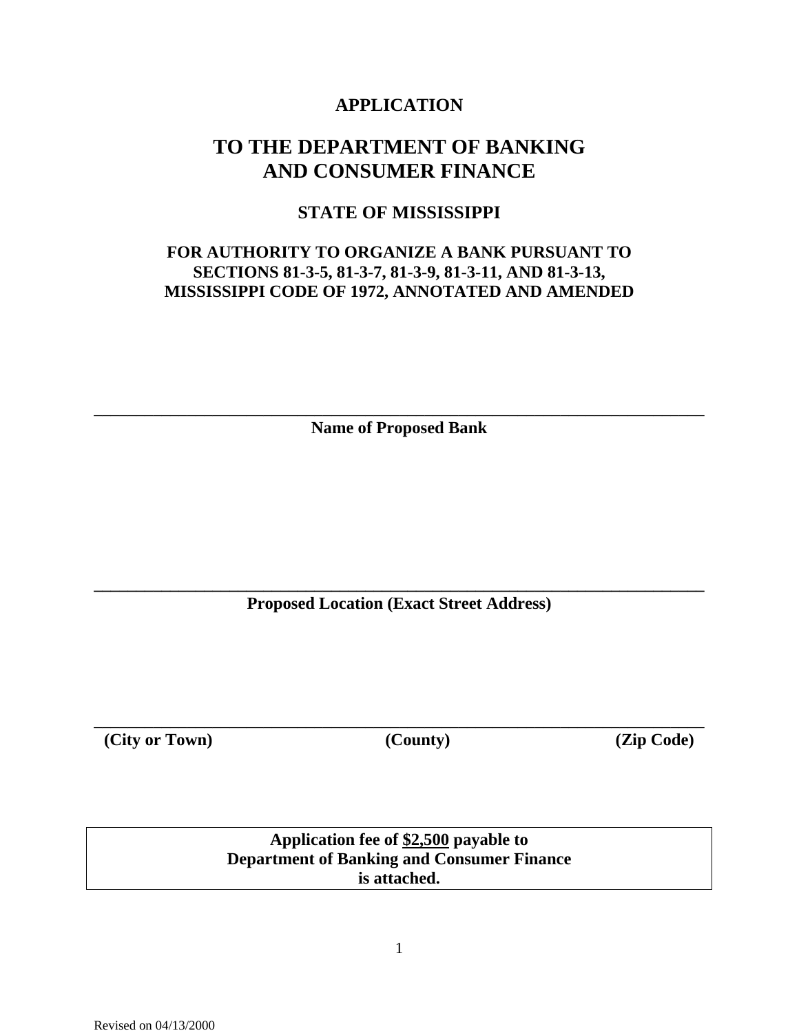# APPLICATION

## TO THE DEPARTMENT OF BANKING AND CONSUMER FINANCE

### STATE OF MISSISSIPPI

### FOR AUTHORITY TO ORGANIZE A BANK PURSUANT TO SECTIONS 81-3-5, 81-3-7, 81-3-9, 81-3-11, AND 81-3-13, MISSISSIPPI CODE OF 1972, ANNOTATED AND AMENDED

\_\_\_\_\_\_\_\_\_\_\_\_\_\_\_\_\_\_\_\_\_\_\_\_\_\_\_\_\_\_\_\_\_\_\_\_\_\_\_\_\_\_\_\_\_\_\_\_\_\_\_\_\_\_\_\_\_\_\_\_\_\_\_\_\_\_\_\_\_\_

**Name of Proposed Bank**

\_\_\_\_\_\_\_\_\_\_\_\_\_\_\_\_\_\_\_\_\_\_\_\_\_\_\_\_\_\_\_\_\_\_\_\_\_\_\_\_\_\_\_\_\_\_\_\_\_\_\_\_\_\_\_\_\_\_\_\_\_\_\_\_\_\_\_\_\_\_

**Proposed Location (Exact Street Address)**

\_\_\_\_\_\_\_\_\_\_\_\_\_\_\_\_\_\_\_\_\_\_\_\_\_\_\_\_\_\_\_\_\_\_\_\_\_\_\_\_\_\_\_\_\_\_\_\_\_\_\_\_\_\_\_\_\_\_\_\_\_\_\_\_\_\_\_\_\_\_

**(City or Town) (County) (Zip Code)**

**Application fee of <u>$2,500</u> payable to Department of Banking and Consumer Finance is attached.**

Revised on 04/13/2000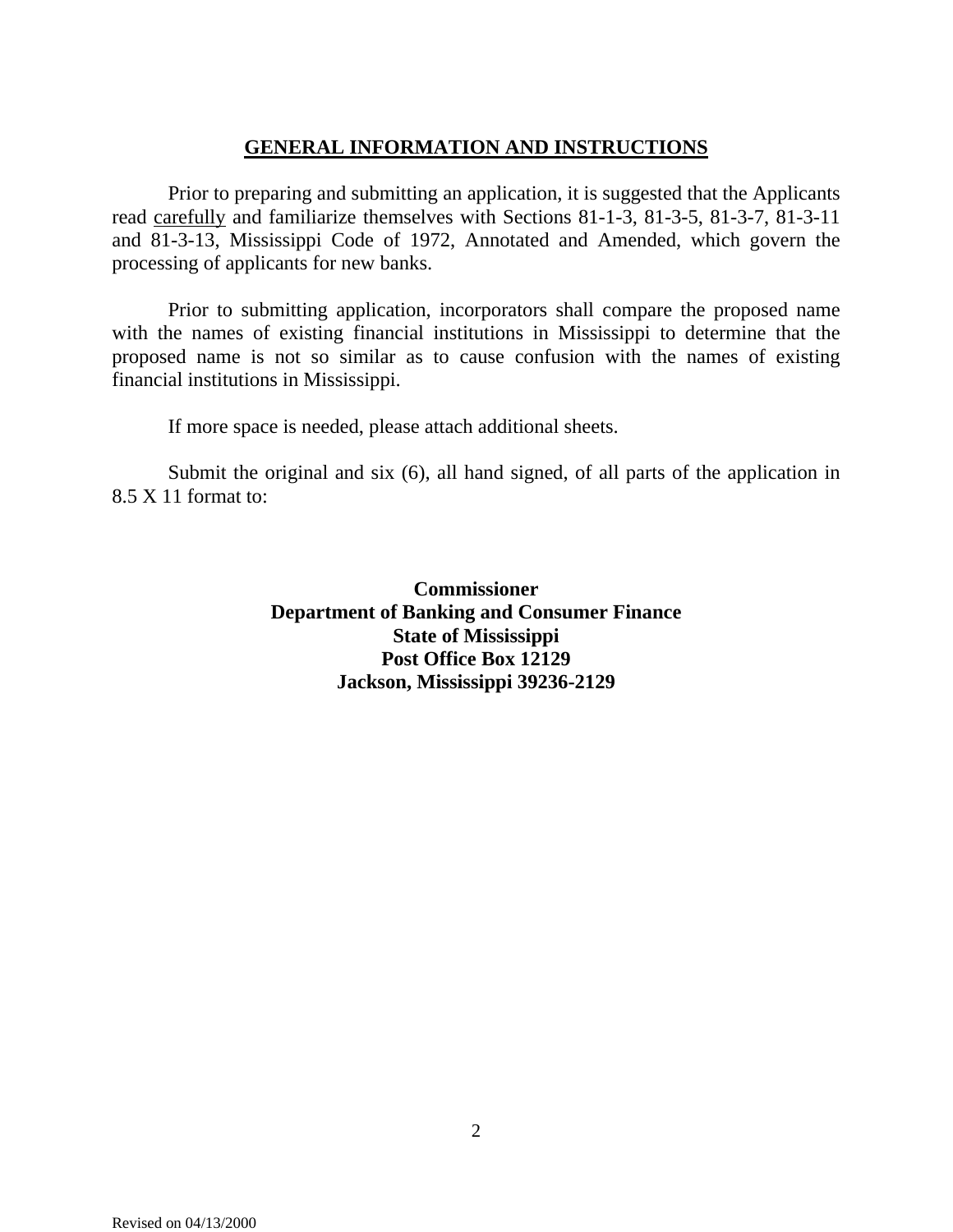## GENERAL INFORMATION AND INSTRUCTIONS

Prior to preparing and submitting an application, it is suggested that the Applicants read carefully and familiarize themselves with Sections 81-1-3, 81-3-5, 81-3-7, 81-3-11 and 81-3-13, Mississippi Code of 1972, Annotated and Amended, which govern the processing of applicants for new banks.

Prior to submitting application, incorporators shall compare the proposed name with the names of existing financial institutions in Mississippi to determine that the proposed name is not so similar as to cause confusion with the names of existing financial institutions in Mississippi.

If more space is needed, please attach additional sheets.

Submit the original and six (6), all hand signed, of all parts of the application in 8.5 X 11 format to:

**Commissioner**
**Department of Banking and Consumer Finance**
**State of Mississippi**
**Post Office Box 12129**
**Jackson, Mississippi 39236-2129**

Revised on 04/13/2000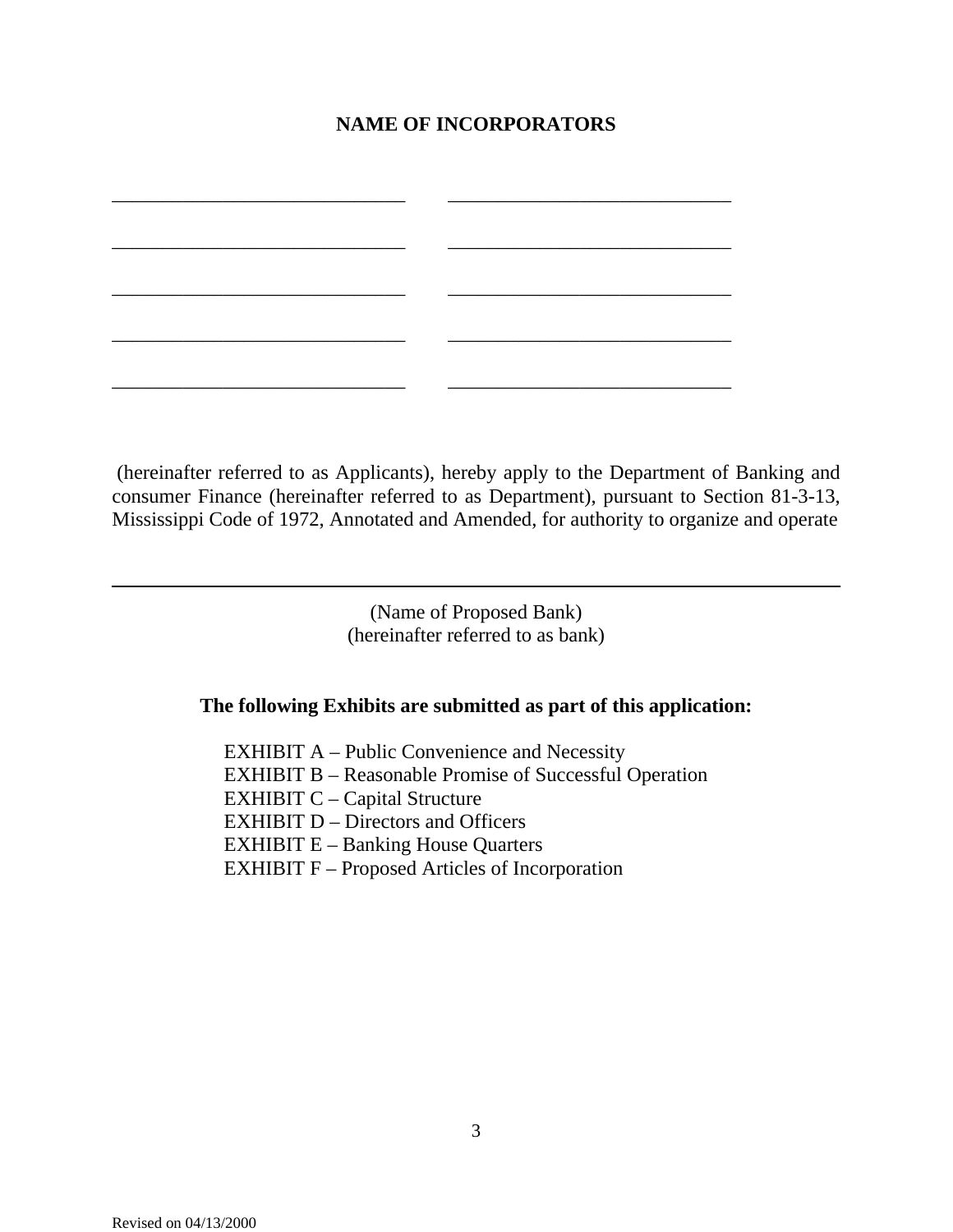## NAME OF INCORPORATORS

| | |
|---|---|
| ____________________________ | ____________________________ |
| ____________________________ | ____________________________ |
| ____________________________ | ____________________________ |
| ____________________________ | ____________________________ |
| ____________________________ | ____________________________ |

(hereinafter referred to as Applicants), hereby apply to the Department of Banking and consumer Finance (hereinafter referred to as Department), pursuant to Section 81-3-13, Mississippi Code of 1972, Annotated and Amended, for authority to organize and operate

______________________________________________________________________

(Name of Proposed Bank)
(hereinafter referred to as bank)

**The following Exhibits are submitted as part of this application:**

EXHIBIT A – Public Convenience and Necessity
EXHIBIT B – Reasonable Promise of Successful Operation
EXHIBIT C – Capital Structure
EXHIBIT D – Directors and Officers
EXHIBIT E – Banking House Quarters
EXHIBIT F – Proposed Articles of Incorporation

Revised on 04/13/2000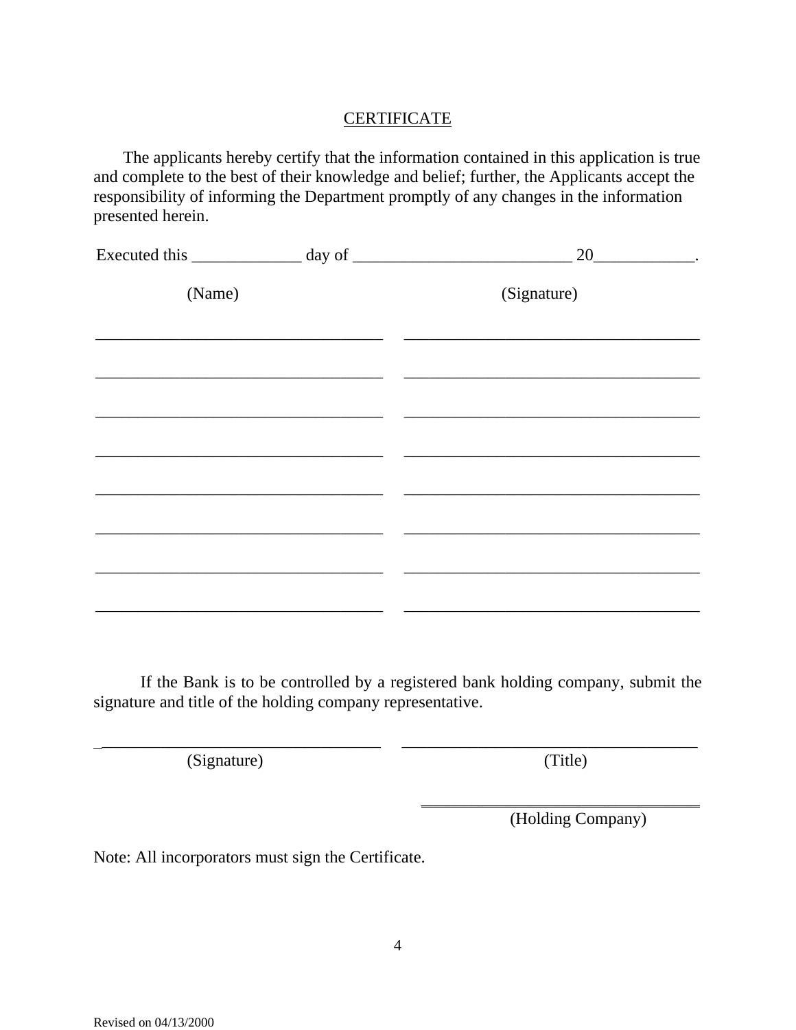## CERTIFICATE

The applicants hereby certify that the information contained in this application is true and complete to the best of their knowledge and belief; further, the Applicants accept the responsibility of informing the Department promptly of any changes in the information presented herein.

Executed this _____________ day of __________________________ 20____________.

| (Name) | (Signature) |
| --- | --- |
| __________________________________ | __________________________________ |
| __________________________________ | __________________________________ |
| __________________________________ | __________________________________ |
| __________________________________ | __________________________________ |
| __________________________________ | __________________________________ |
| __________________________________ | __________________________________ |
| __________________________________ | __________________________________ |
| __________________________________ | __________________________________ |

If the Bank is to be controlled by a registered bank holding company, submit the signature and title of the holding company representative.

__________________________________ __________________________________
(Signature) (Title)

__________________________________
(Holding Company)

Note: All incorporators must sign the Certificate.

Revised on 04/13/2000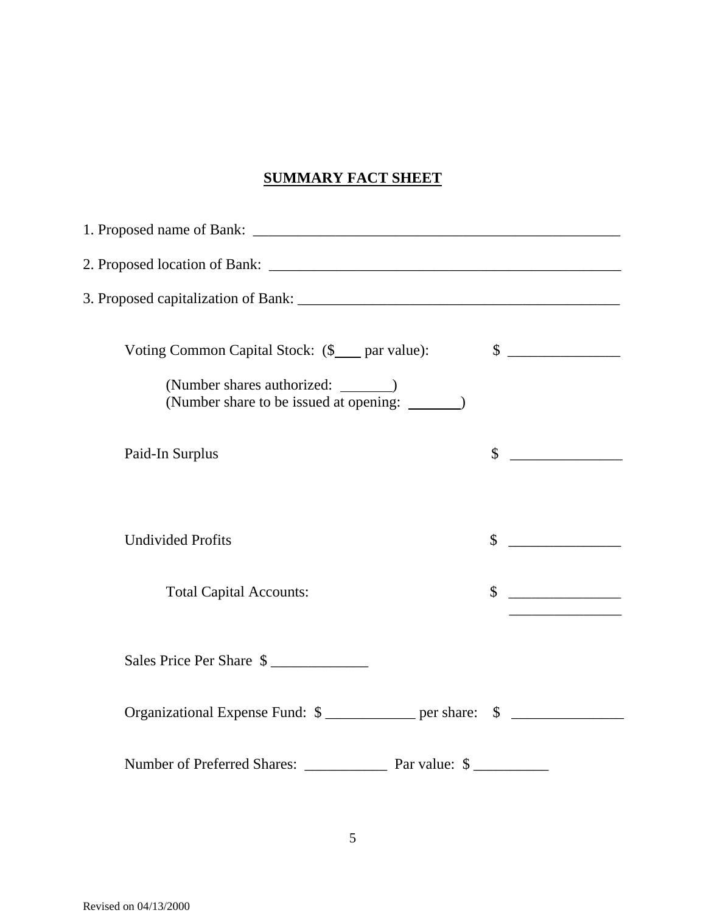## SUMMARY FACT SHEET

1. Proposed name of Bank: ___________________________________________________

2. Proposed location of Bank: _________________________________________________

3. Proposed capitalization of Bank: ____________________________________________

Voting Common Capital Stock: ($____ par value): $ _______________

(Number shares authorized: _______)
(Number share to be issued at opening: _______)

Paid-In Surplus $ _______________

Undivided Profits $ _______________

Total Capital Accounts: $ _______________

Sales Price Per Share $ _____________

Organizational Expense Fund: $ ____________ per share: $ _______________

Number of Preferred Shares: ___________ Par value: $ __________

Revised on 04/13/2000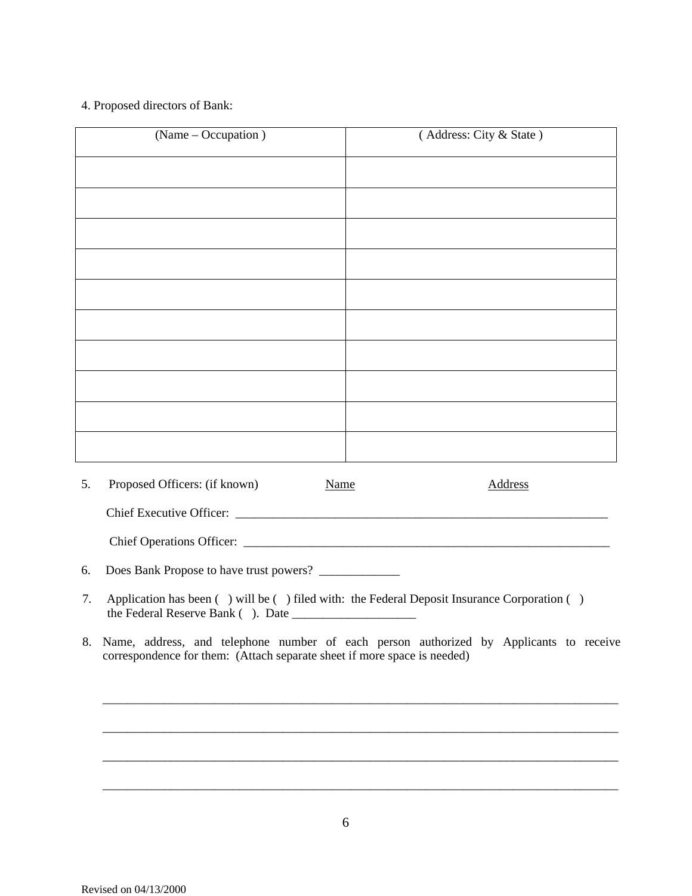4. Proposed directors of Bank:

| (Name – Occupation ) | ( Address: City & State ) |
|---|---|
| | |
| | |
| | |
| | |
| | |
| | |
| | |
| | |
| | |
| | |

5. Proposed Officers: (if known) Name Address

Chief Executive Officer: _______________________________________________________________

Chief Operations Officer: _______________________________________________________________

6. Does Bank Propose to have trust powers? _____________

7. Application has been (   ) will be (   ) filed with: the Federal Deposit Insurance Corporation (   ) the Federal Reserve Bank (   ). Date ____________________

8. Name, address, and telephone number of each person authorized by Applicants to receive correspondence for them: (Attach separate sheet if more space is needed)

_______________________________________________________________________________________

_______________________________________________________________________________________

_______________________________________________________________________________________

_______________________________________________________________________________________

Revised on 04/13/2000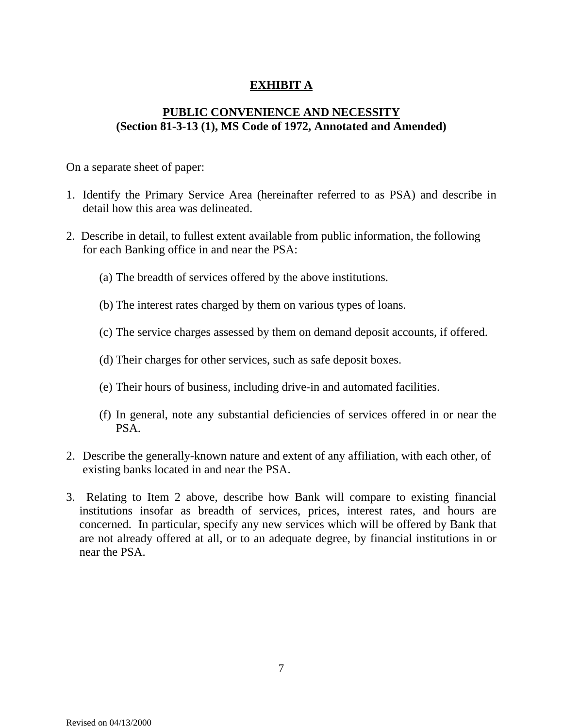# EXHIBIT A

## PUBLIC CONVENIENCE AND NECESSITY
**(Section 81-3-13 (1), MS Code of 1972, Annotated and Amended)**

On a separate sheet of paper:

1. Identify the Primary Service Area (hereinafter referred to as PSA) and describe in detail how this area was delineated.

2. Describe in detail, to fullest extent available from public information, the following for each Banking office in and near the PSA:

   (a) The breadth of services offered by the above institutions.

   (b) The interest rates charged by them on various types of loans.

   (c) The service charges assessed by them on demand deposit accounts, if offered.

   (d) Their charges for other services, such as safe deposit boxes.

   (e) Their hours of business, including drive-in and automated facilities.

   (f) In general, note any substantial deficiencies of services offered in or near the PSA.

2. Describe the generally-known nature and extent of any affiliation, with each other, of existing banks located in and near the PSA.

3. Relating to Item 2 above, describe how Bank will compare to existing financial institutions insofar as breadth of services, prices, interest rates, and hours are concerned. In particular, specify any new services which will be offered by Bank that are not already offered at all, or to an adequate degree, by financial institutions in or near the PSA.

Revised on 04/13/2000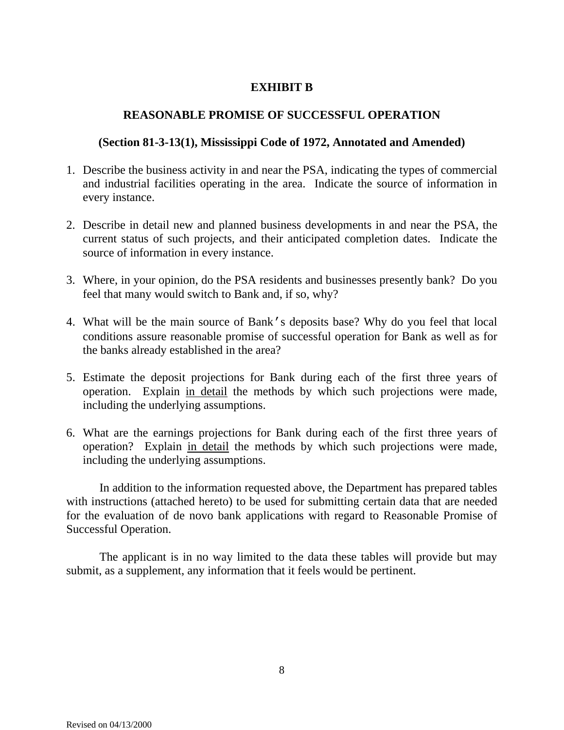# EXHIBIT B

## REASONABLE PROMISE OF SUCCESSFUL OPERATION

### (Section 81-3-13(1), Mississippi Code of 1972, Annotated and Amended)

1. Describe the business activity in and near the PSA, indicating the types of commercial and industrial facilities operating in the area. Indicate the source of information in every instance.

2. Describe in detail new and planned business developments in and near the PSA, the current status of such projects, and their anticipated completion dates. Indicate the source of information in every instance.

3. Where, in your opinion, do the PSA residents and businesses presently bank? Do you feel that many would switch to Bank and, if so, why?

4. What will be the main source of Bank's deposits base? Why do you feel that local conditions assure reasonable promise of successful operation for Bank as well as for the banks already established in the area?

5. Estimate the deposit projections for Bank during each of the first three years of operation. Explain <u>in detail</u> the methods by which such projections were made, including the underlying assumptions.

6. What are the earnings projections for Bank during each of the first three years of operation? Explain <u>in detail</u> the methods by which such projections were made, including the underlying assumptions.

In addition to the information requested above, the Department has prepared tables with instructions (attached hereto) to be used for submitting certain data that are needed for the evaluation of de novo bank applications with regard to Reasonable Promise of Successful Operation.

The applicant is in no way limited to the data these tables will provide but may submit, as a supplement, any information that it feels would be pertinent.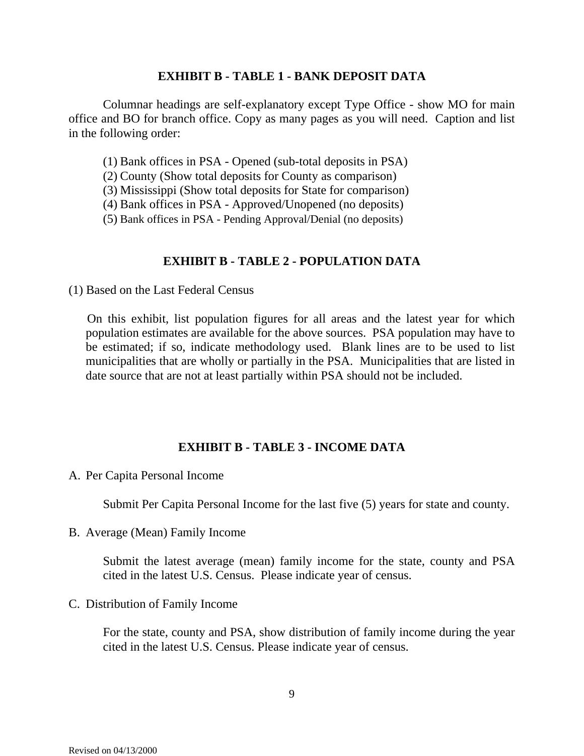## EXHIBIT B - TABLE 1 - BANK DEPOSIT DATA

Columnar headings are self-explanatory except Type Office - show MO for main office and BO for branch office. Copy as many pages as you will need. Caption and list in the following order:

(1) Bank offices in PSA - Opened (sub-total deposits in PSA)
(2) County (Show total deposits for County as comparison)
(3) Mississippi (Show total deposits for State for comparison)
(4) Bank offices in PSA - Approved/Unopened (no deposits)
(5) Bank offices in PSA - Pending Approval/Denial (no deposits)

## EXHIBIT B - TABLE 2 - POPULATION DATA

(1) Based on the Last Federal Census

On this exhibit, list population figures for all areas and the latest year for which population estimates are available for the above sources. PSA population may have to be estimated; if so, indicate methodology used. Blank lines are to be used to list municipalities that are wholly or partially in the PSA. Municipalities that are listed in date source that are not at least partially within PSA should not be included.

## EXHIBIT B - TABLE 3 - INCOME DATA

A. Per Capita Personal Income

Submit Per Capita Personal Income for the last five (5) years for state and county.

B. Average (Mean) Family Income

Submit the latest average (mean) family income for the state, county and PSA cited in the latest U.S. Census. Please indicate year of census.

C. Distribution of Family Income

For the state, county and PSA, show distribution of family income during the year cited in the latest U.S. Census. Please indicate year of census.

Revised on 04/13/2000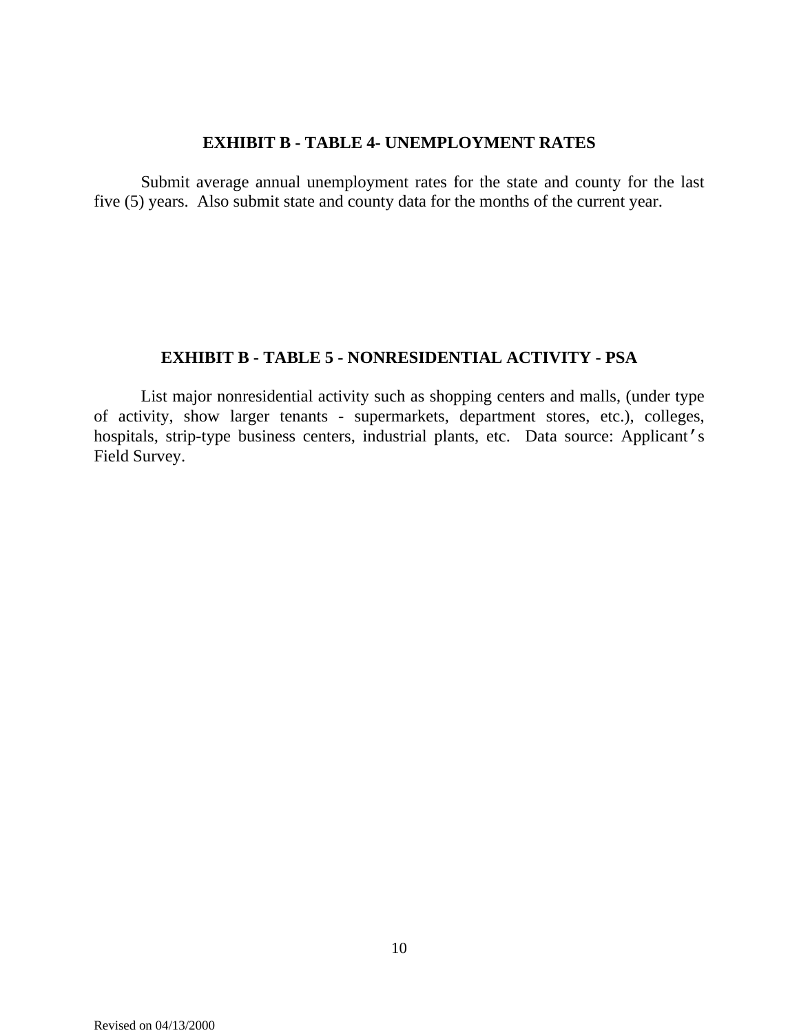## EXHIBIT B - TABLE 4- UNEMPLOYMENT RATES

Submit average annual unemployment rates for the state and county for the last five (5) years. Also submit state and county data for the months of the current year.

## EXHIBIT B - TABLE 5 - NONRESIDENTIAL ACTIVITY - PSA

List major nonresidential activity such as shopping centers and malls, (under type of activity, show larger tenants - supermarkets, department stores, etc.), colleges, hospitals, strip-type business centers, industrial plants, etc. Data source: Applicant's Field Survey.

Revised on 04/13/2000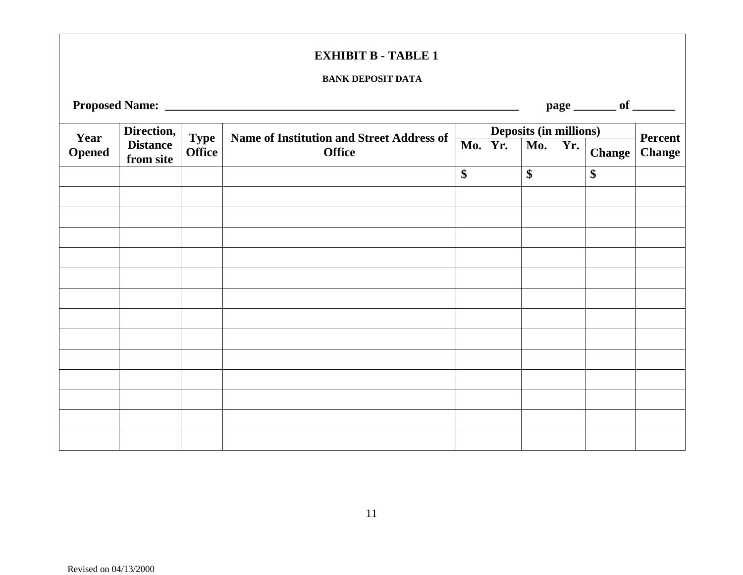## EXHIBIT B - TABLE 1

**BANK DEPOSIT DATA**

**Proposed Name:** ____________________________________________________________ **page** _______ **of** _______

| Year Opened | Direction, Distance from site | Type Office | Name of Institution and Street Address of Office | Deposits (in millions) | | | Percent Change |
|---|---|---|---|---|---|---|---|
| | | | | Mo. Yr. | Mo. Yr. | Change | |
| | | | | $ | $ | $ | |
| | | | | | | | |
| | | | | | | | |
| | | | | | | | |
| | | | | | | | |
| | | | | | | | |
| | | | | | | | |
| | | | | | | | |
| | | | | | | | |
| | | | | | | | |
| | | | | | | | |
| | | | | | | | |
| | | | | | | | |
| | | | | | | | |

Revised on 04/13/2000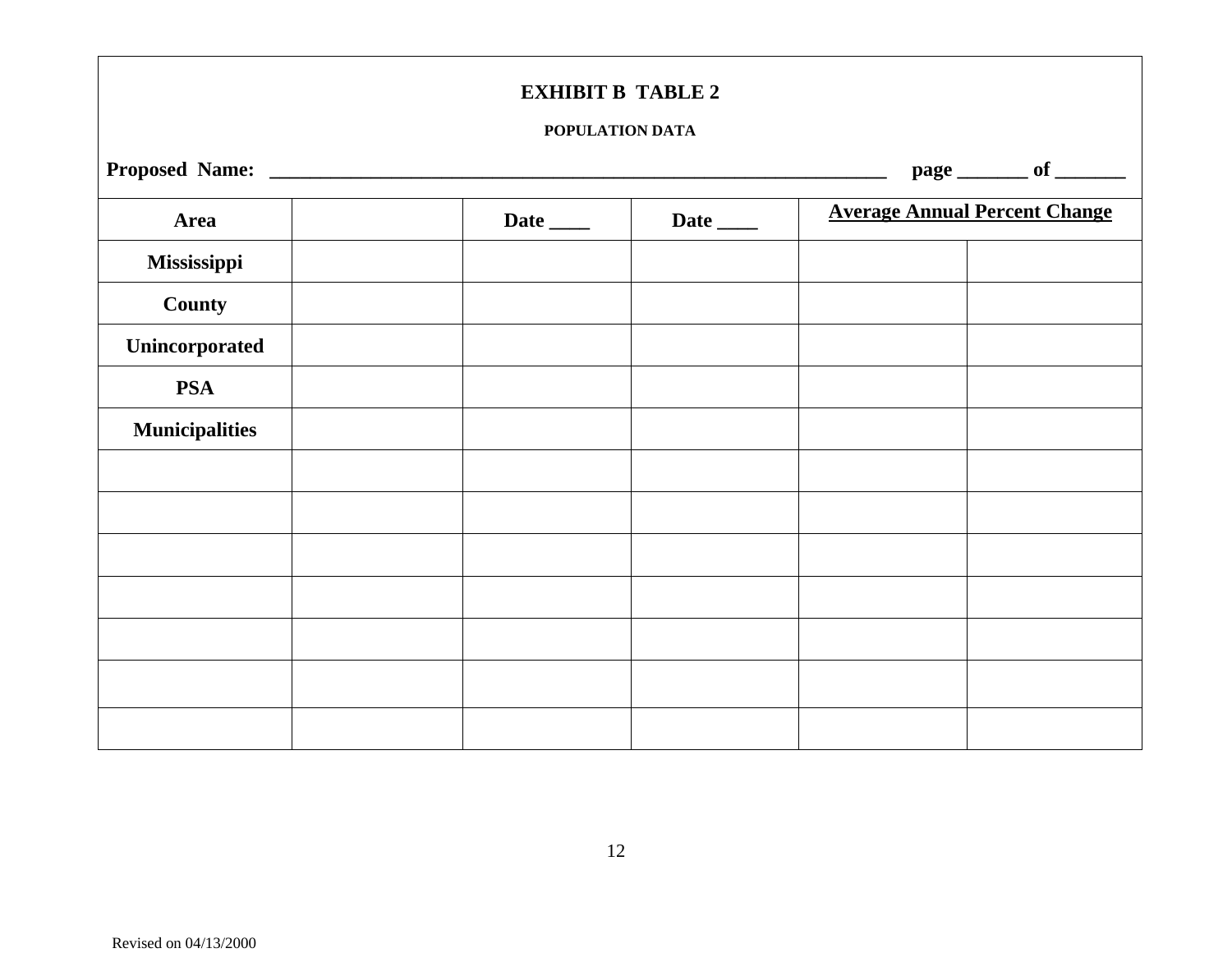**EXHIBIT B TABLE 2**

**POPULATION DATA**

**Proposed Name: ____________________________________________________________ page _______ of _______**

| Area | | Date ____ | Date ____ | Average Annual Percent Change | |
|---|---|---|---|---|---|
| Mississippi | | | | | |
| County | | | | | |
| Unincorporated | | | | | |
| PSA | | | | | |
| Municipalities | | | | | |
| | | | | | |
| | | | | | |
| | | | | | |
| | | | | | |
| | | | | | |
| | | | | | |
| | | | | | |

Revised on 04/13/2000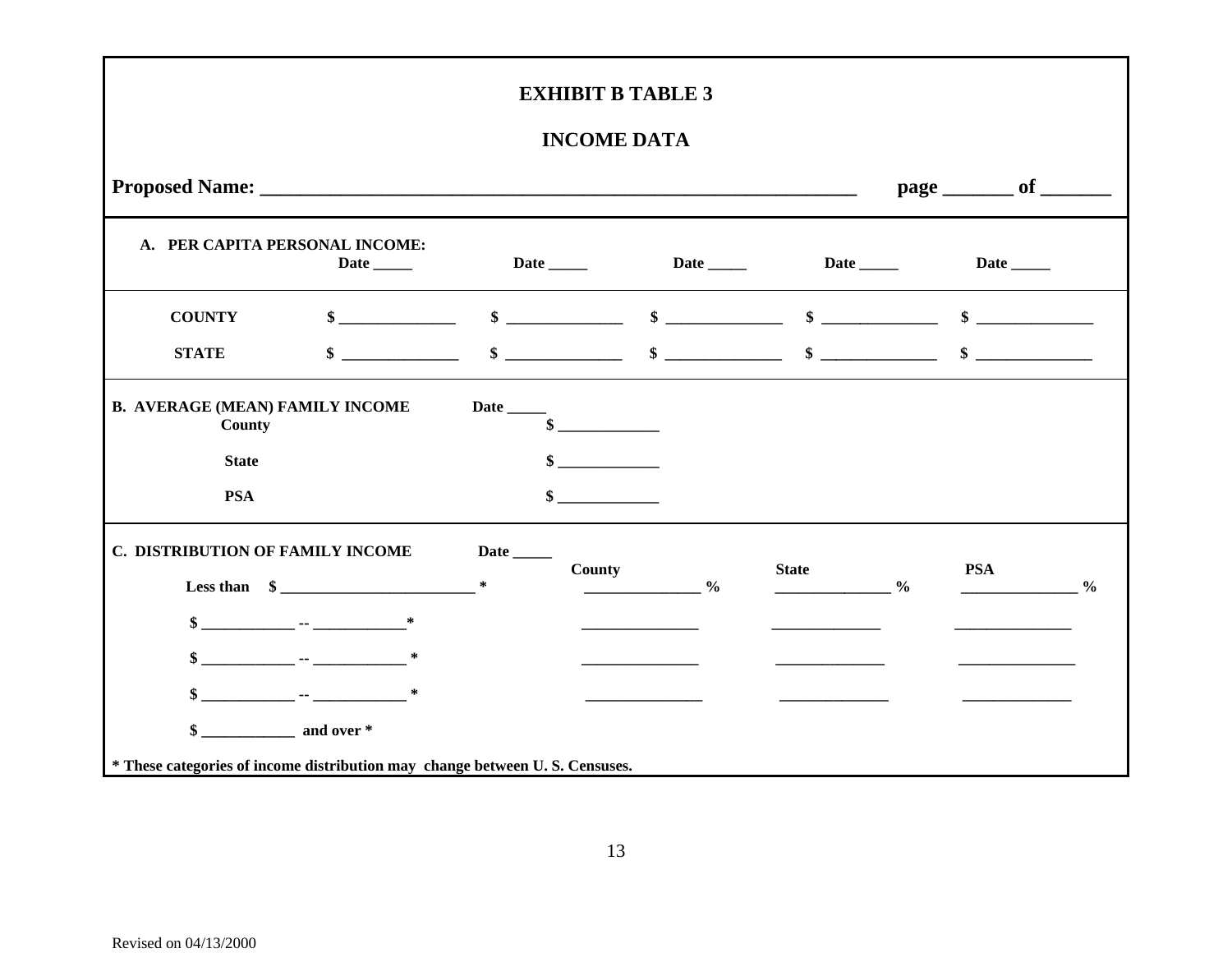# EXHIBIT B TABLE 3

## INCOME DATA

**Proposed Name: \_\_\_\_\_\_\_\_\_\_\_\_\_\_\_\_\_\_\_\_\_\_\_\_\_\_\_\_\_\_\_\_\_\_\_\_\_\_\_\_\_\_\_\_\_\_\_\_\_\_\_\_\_\_\_\_\_\_\_\_** **page \_\_\_\_\_\_\_ of \_\_\_\_\_\_\_**

**A. PER CAPITA PERSONAL INCOME:**

| | Date \_\_\_\_\_ | Date \_\_\_\_\_ | Date \_\_\_\_\_ | Date \_\_\_\_\_ | Date \_\_\_\_\_ |
|---|---|---|---|---|---|
| **COUNTY** | $ \_\_\_\_\_\_\_\_\_\_\_\_\_\_\_ | $ \_\_\_\_\_\_\_\_\_\_\_\_\_\_\_ | $ \_\_\_\_\_\_\_\_\_\_\_\_\_\_\_ | $ \_\_\_\_\_\_\_\_\_\_\_\_\_\_\_ | $ \_\_\_\_\_\_\_\_\_\_\_\_\_\_\_ |
| **STATE** | $ \_\_\_\_\_\_\_\_\_\_\_\_\_\_\_ | $ \_\_\_\_\_\_\_\_\_\_\_\_\_\_\_ | $ \_\_\_\_\_\_\_\_\_\_\_\_\_\_\_ | $ \_\_\_\_\_\_\_\_\_\_\_\_\_\_\_ | $ \_\_\_\_\_\_\_\_\_\_\_\_\_\_\_ |

**B. AVERAGE (MEAN) FAMILY INCOME** **Date \_\_\_\_\_**

| | |
|---|---|
| **County** | $ \_\_\_\_\_\_\_\_\_\_\_\_\_ |
| **State** | $ \_\_\_\_\_\_\_\_\_\_\_\_\_ |
| **PSA** | $ \_\_\_\_\_\_\_\_\_\_\_\_\_ |

**C. DISTRIBUTION OF FAMILY INCOME** **Date \_\_\_\_\_**

| | County | State | PSA |
|---|---|---|---|
| **Less than $ \_\_\_\_\_\_\_\_\_\_\_\_\_\_\_\_\_\_\_\_\_\_\_\_\_ *** | \_\_\_\_\_\_\_\_\_\_\_\_\_\_\_ % | \_\_\_\_\_\_\_\_\_\_\_\_\_\_\_ % | \_\_\_\_\_\_\_\_\_\_\_\_\_\_\_ % |
| **$ \_\_\_\_\_\_\_\_\_\_\_\_ -- \_\_\_\_\_\_\_\_\_\_\_\_*** | \_\_\_\_\_\_\_\_\_\_\_\_\_\_\_ | \_\_\_\_\_\_\_\_\_\_\_\_\_\_ | \_\_\_\_\_\_\_\_\_\_\_\_\_\_\_ |
| **$ \_\_\_\_\_\_\_\_\_\_\_\_ -- \_\_\_\_\_\_\_\_\_\_\_\_ *** | \_\_\_\_\_\_\_\_\_\_\_\_\_\_\_ | \_\_\_\_\_\_\_\_\_\_\_\_\_\_ | \_\_\_\_\_\_\_\_\_\_\_\_\_\_\_ |
| **$ \_\_\_\_\_\_\_\_\_\_\_\_ -- \_\_\_\_\_\_\_\_\_\_\_\_ *** | \_\_\_\_\_\_\_\_\_\_\_\_\_\_\_ | \_\_\_\_\_\_\_\_\_\_\_\_\_\_ | \_\_\_\_\_\_\_\_\_\_\_\_\_\_ |
| **$ \_\_\_\_\_\_\_\_\_\_\_\_ and over *** | | | |

**\* These categories of income distribution may change between U. S. Censuses.**

Revised on 04/13/2000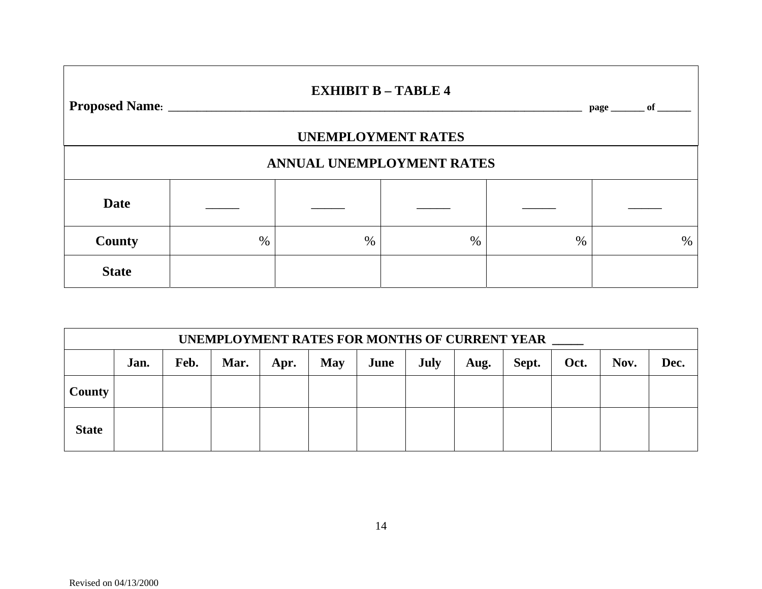## EXHIBIT B – TABLE 4

**Proposed Name**: ______________________________________________________________ page _______ of _______

### UNEMPLOYMENT RATES

| ANNUAL UNEMPLOYMENT RATES | | | | | |
|---|---|---|---|---|---|
| **Date** | _____ | _____ | _____ | _____ | _____ |
| **County** | % | % | % | % | % |
| **State** | | | | | |

| UNEMPLOYMENT RATES FOR MONTHS OF CURRENT YEAR _____ | | | | | | | | | | | | |
|---|---|---|---|---|---|---|---|---|---|---|---|---|
| | **Jan.** | **Feb.** | **Mar.** | **Apr.** | **May** | **June** | **July** | **Aug.** | **Sept.** | **Oct.** | **Nov.** | **Dec.** |
| **County** | | | | | | | | | | | | |
| **State** | | | | | | | | | | | | |

Revised on 04/13/2000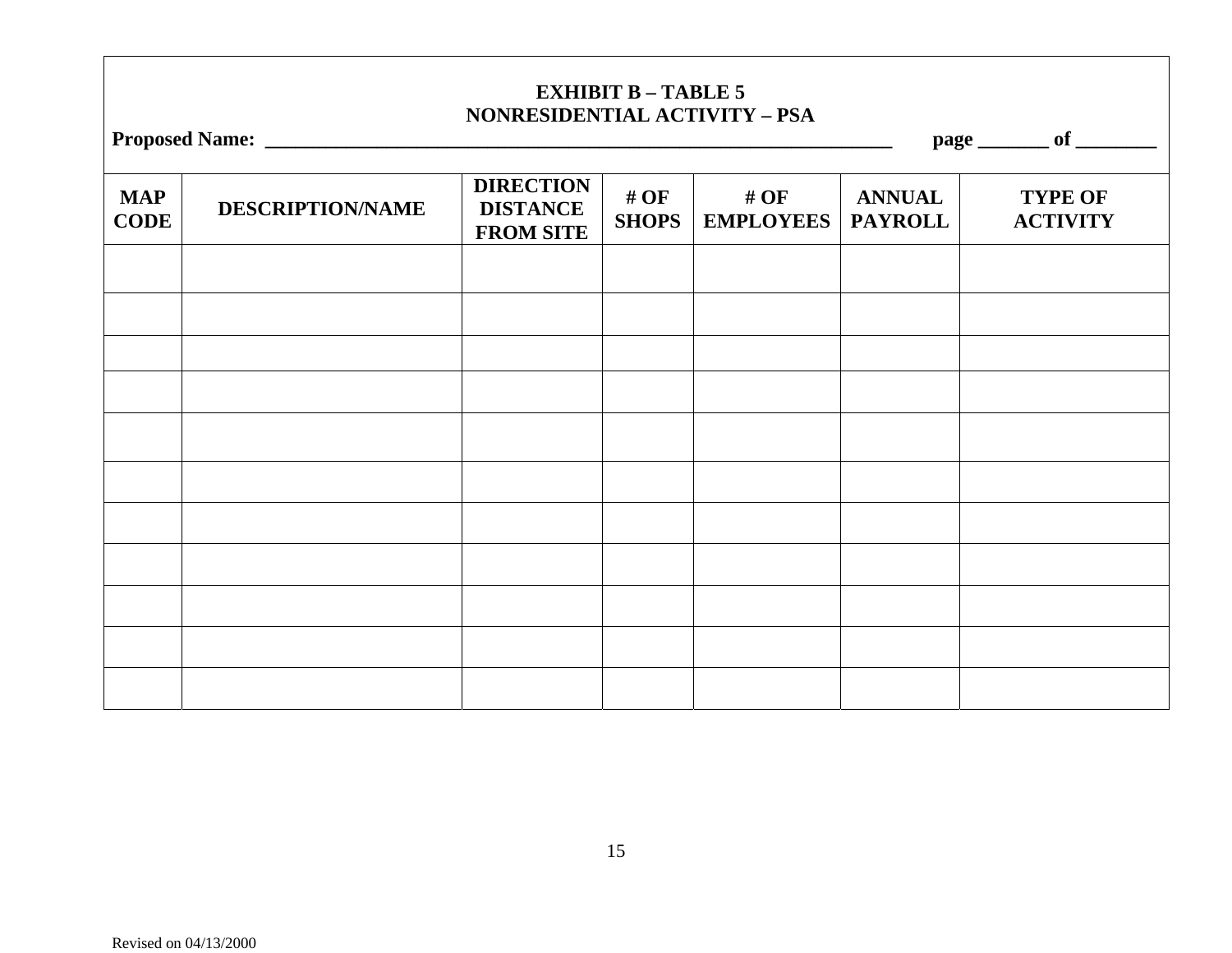**EXHIBIT B – TABLE 5**
**NONRESIDENTIAL ACTIVITY – PSA**

**Proposed Name: ________________________________________________________________ page _______ of ________**

| MAP CODE | DESCRIPTION/NAME | DIRECTION DISTANCE FROM SITE | # OF SHOPS | # OF EMPLOYEES | ANNUAL PAYROLL | TYPE OF ACTIVITY |
|---|---|---|---|---|---|---|
| | | | | | | |
| | | | | | | |
| | | | | | | |
| | | | | | | |
| | | | | | | |
| | | | | | | |
| | | | | | | |
| | | | | | | |
| | | | | | | |
| | | | | | | |
| | | | | | | |

Revised on 04/13/2000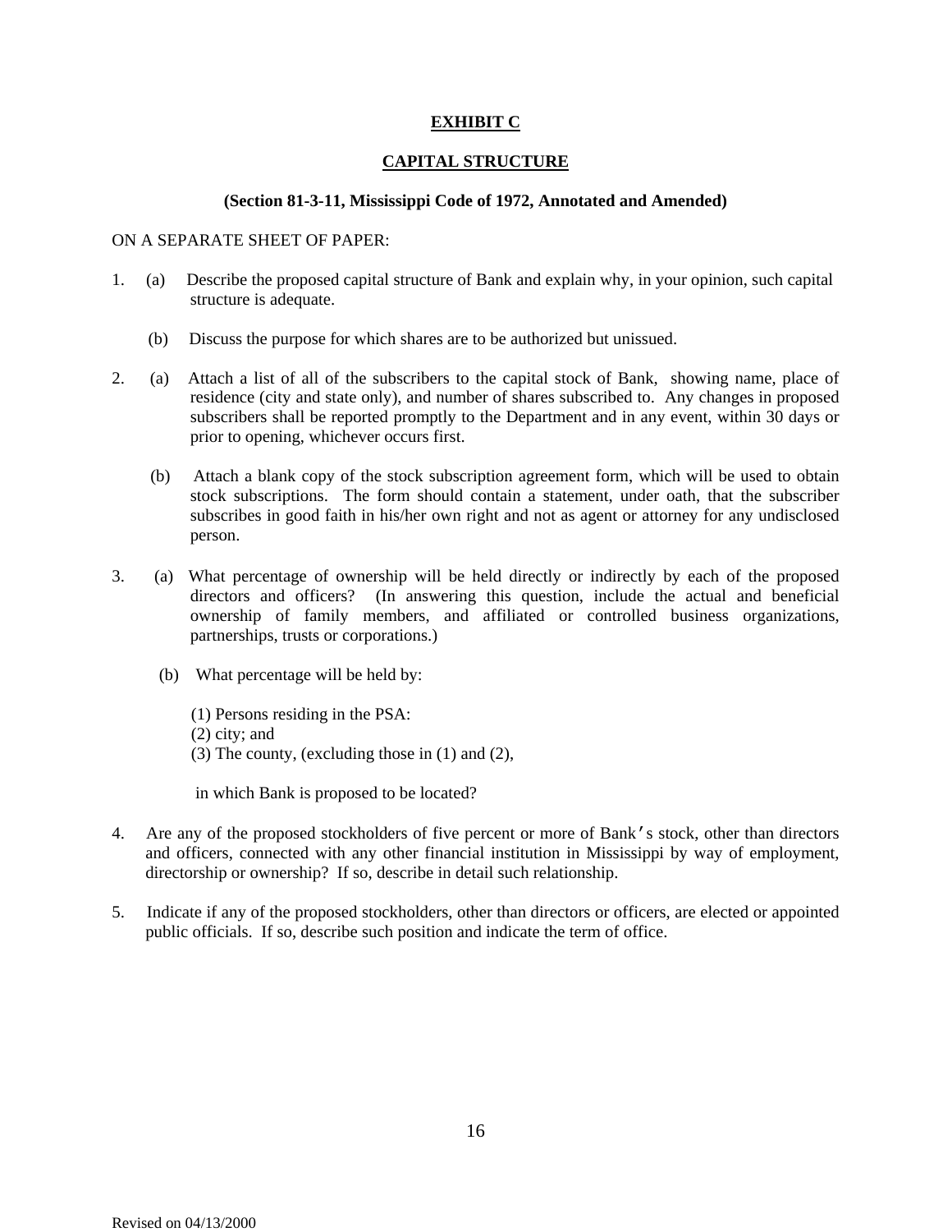# EXHIBIT C

## CAPITAL STRUCTURE

### (Section 81-3-11, Mississippi Code of 1972, Annotated and Amended)

ON A SEPARATE SHEET OF PAPER:

1. (a) Describe the proposed capital structure of Bank and explain why, in your opinion, such capital structure is adequate.

   (b) Discuss the purpose for which shares are to be authorized but unissued.

2. (a) Attach a list of all of the subscribers to the capital stock of Bank, showing name, place of residence (city and state only), and number of shares subscribed to. Any changes in proposed subscribers shall be reported promptly to the Department and in any event, within 30 days or prior to opening, whichever occurs first.

   (b) Attach a blank copy of the stock subscription agreement form, which will be used to obtain stock subscriptions. The form should contain a statement, under oath, that the subscriber subscribes in good faith in his/her own right and not as agent or attorney for any undisclosed person.

3. (a) What percentage of ownership will be held directly or indirectly by each of the proposed directors and officers? (In answering this question, include the actual and beneficial ownership of family members, and affiliated or controlled business organizations, partnerships, trusts or corporations.)

   (b) What percentage will be held by:

   (1) Persons residing in the PSA:
   (2) city; and
   (3) The county, (excluding those in (1) and (2),

   in which Bank is proposed to be located?

4. Are any of the proposed stockholders of five percent or more of Bank's stock, other than directors and officers, connected with any other financial institution in Mississippi by way of employment, directorship or ownership? If so, describe in detail such relationship.

5. Indicate if any of the proposed stockholders, other than directors or officers, are elected or appointed public officials. If so, describe such position and indicate the term of office.

Revised on 04/13/2000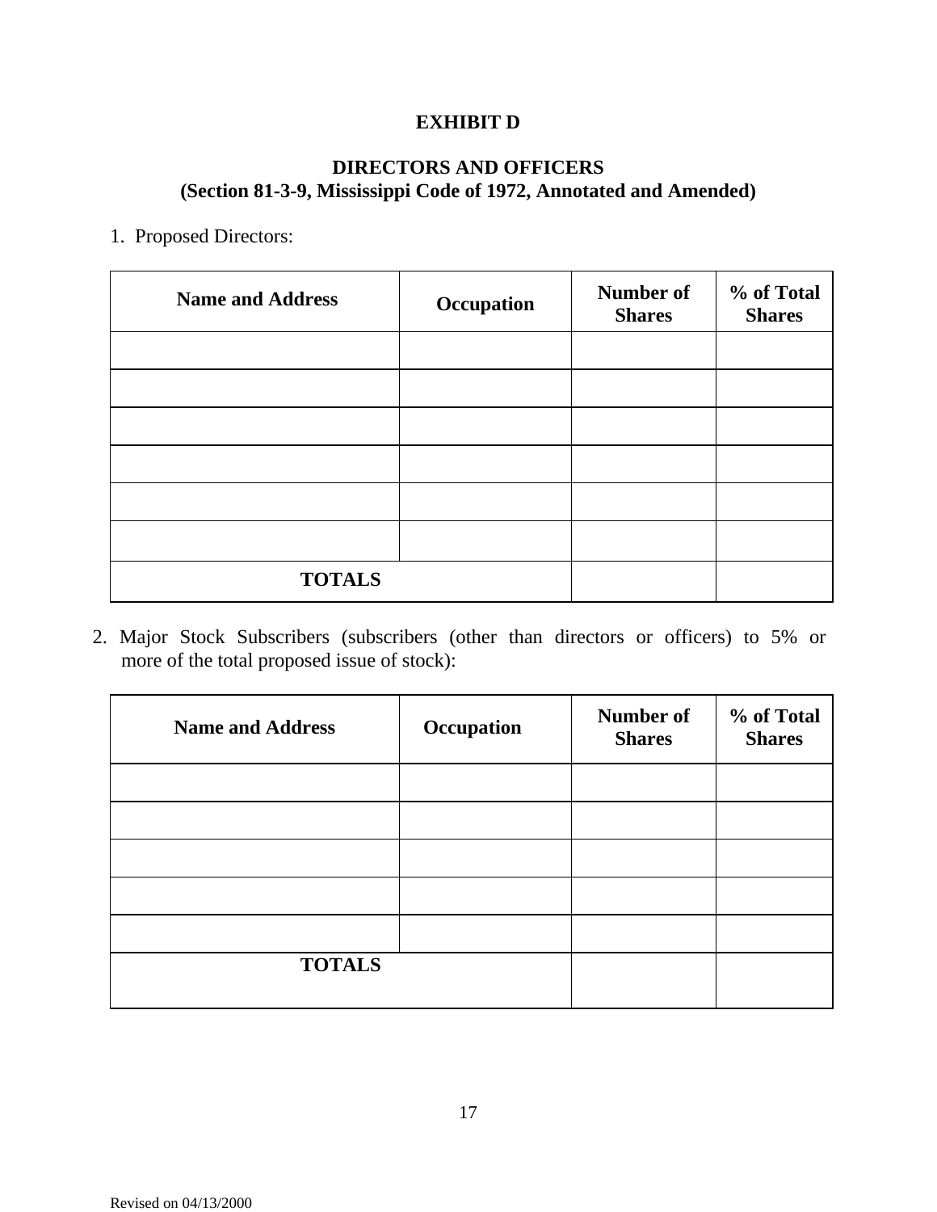# EXHIBIT D

## DIRECTORS AND OFFICERS
## (Section 81-3-9, Mississippi Code of 1972, Annotated and Amended)

1. Proposed Directors:

| Name and Address | Occupation | Number of Shares | % of Total Shares |
|---|---|---|---|
| | | | |
| | | | |
| | | | |
| | | | |
| | | | |
| | | | |
| TOTALS | | | |

2. Major Stock Subscribers (subscribers (other than directors or officers) to 5% or more of the total proposed issue of stock):

| Name and Address | Occupation | Number of Shares | % of Total Shares |
|---|---|---|---|
| | | | |
| | | | |
| | | | |
| | | | |
| | | | |
| TOTALS | | | |

Revised on 04/13/2000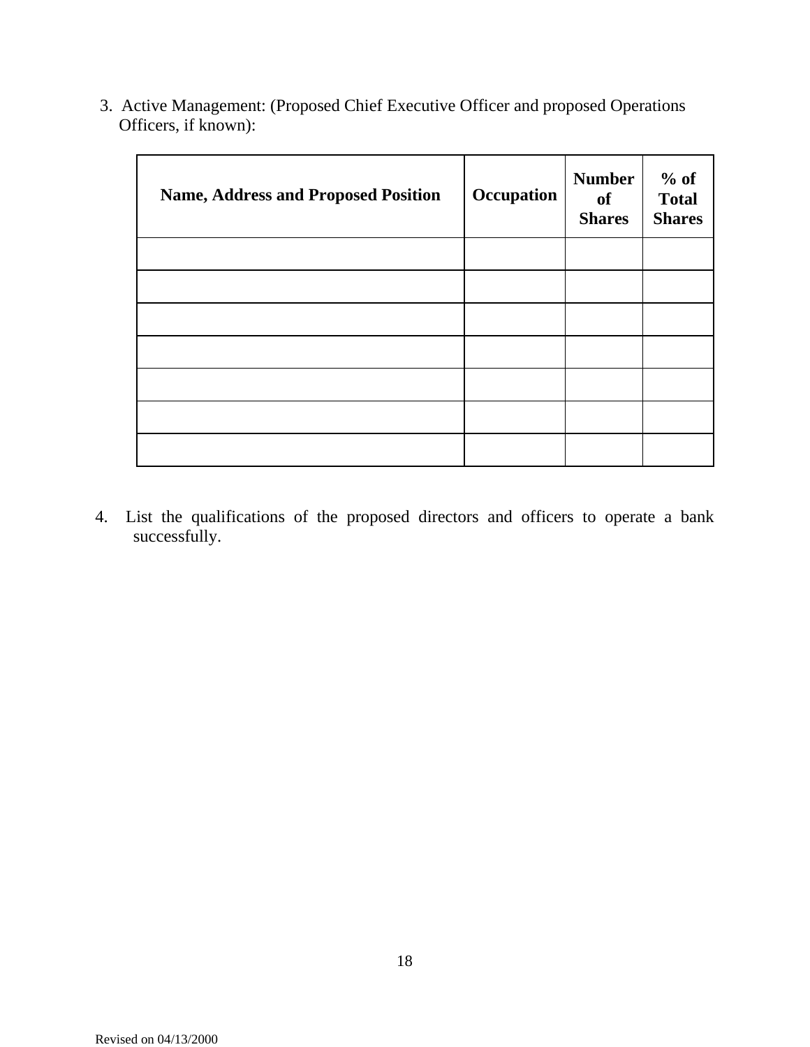3. Active Management: (Proposed Chief Executive Officer and proposed Operations Officers, if known):

| Name, Address and Proposed Position | Occupation | Number of Shares | % of Total Shares |
|---|---|---|---|
| | | | |
| | | | |
| | | | |
| | | | |
| | | | |
| | | | |
| | | | |

4. List the qualifications of the proposed directors and officers to operate a bank successfully.

Revised on 04/13/2000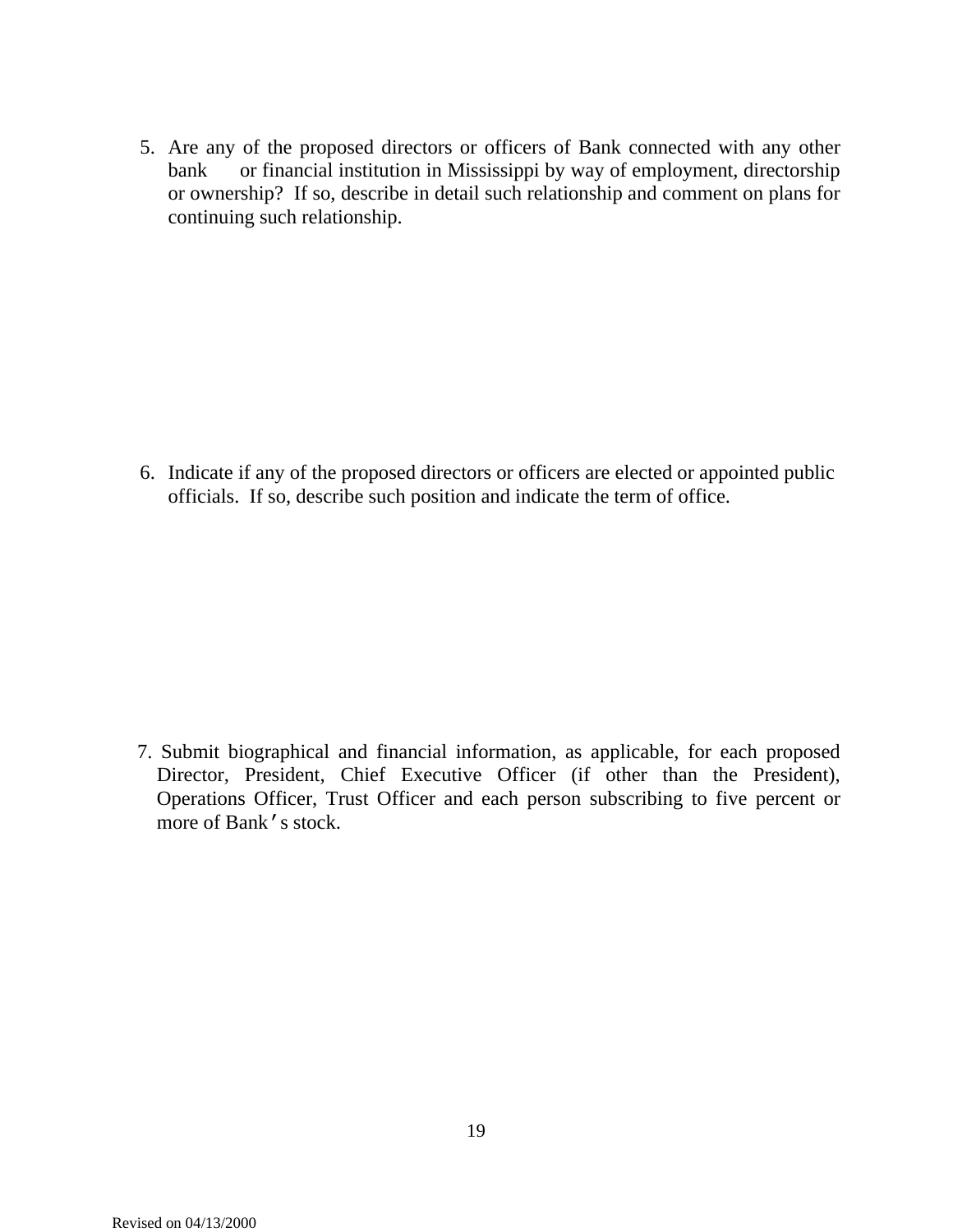5. Are any of the proposed directors or officers of Bank connected with any other bank or financial institution in Mississippi by way of employment, directorship or ownership? If so, describe in detail such relationship and comment on plans for continuing such relationship.

6. Indicate if any of the proposed directors or officers are elected or appointed public officials. If so, describe such position and indicate the term of office.

7. Submit biographical and financial information, as applicable, for each proposed Director, President, Chief Executive Officer (if other than the President), Operations Officer, Trust Officer and each person subscribing to five percent or more of Bank's stock.

Revised on 04/13/2000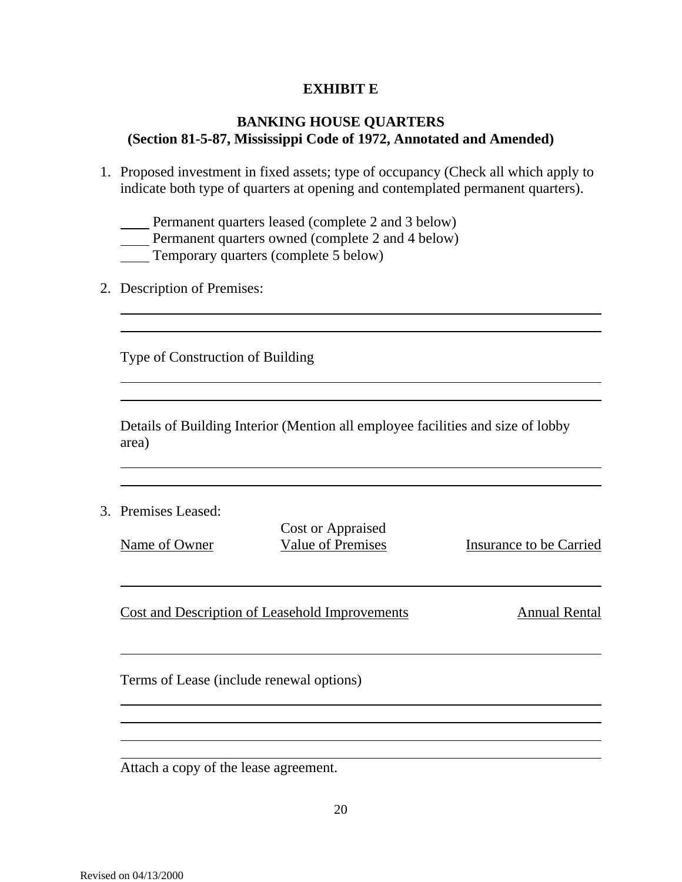# EXHIBIT E

## BANKING HOUSE QUARTERS
**(Section 81-5-87, Mississippi Code of 1972, Annotated and Amended)**

1. Proposed investment in fixed assets; type of occupancy (Check all which apply to indicate both type of quarters at opening and contemplated permanent quarters).

   ____ Permanent quarters leased (complete 2 and 3 below)
   ____ Permanent quarters owned (complete 2 and 4 below)
   ____ Temporary quarters (complete 5 below)

2. Description of Premises:

   ______________________________________________________________________
   ______________________________________________________________________

   Type of Construction of Building

   ______________________________________________________________________
   ______________________________________________________________________

   Details of Building Interior (Mention all employee facilities and size of lobby area)

   ______________________________________________________________________
   ______________________________________________________________________

3. Premises Leased:

   | Name of Owner | Cost or Appraised Value of Premises | Insurance to be Carried |
   |---|---|---|
   | | | |

   | Cost and Description of Leasehold Improvements | Annual Rental |
   |---|---|
   | | |

   Terms of Lease (include renewal options)

   ______________________________________________________________________
   ______________________________________________________________________
   ______________________________________________________________________
   ______________________________________________________________________

   Attach a copy of the lease agreement.

Revised on 04/13/2000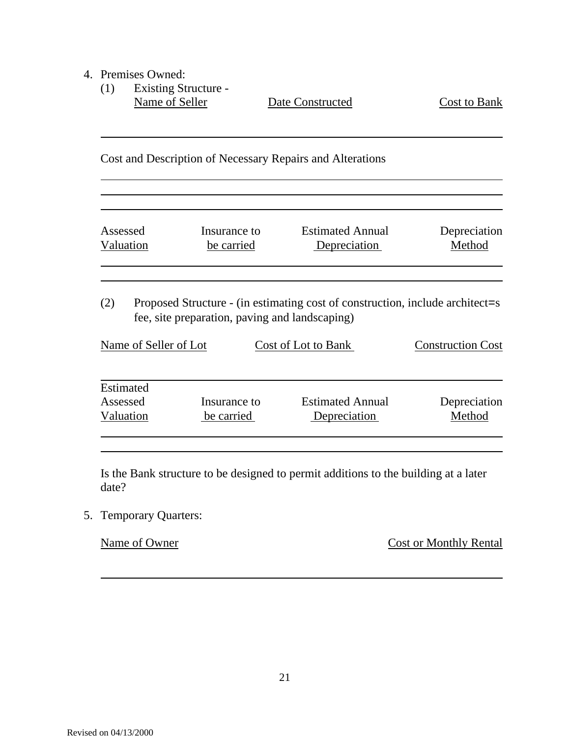4. Premises Owned:

   (1) Existing Structure -

| Name of Seller | Date Constructed | Cost to Bank |
|---|---|---|
| | | |

   Cost and Description of Necessary Repairs and Alterations

   ______________________________________________________________

   ______________________________________________________________

   ______________________________________________________________

| Assessed Valuation | Insurance to be carried | Estimated Annual Depreciation | Depreciation Method |
|---|---|---|---|
| | | | |
| | | | |

   (2) Proposed Structure - (in estimating cost of construction, include architect=s fee, site preparation, paving and landscaping)

| Name of Seller of Lot | Cost of Lot to Bank | Construction Cost |
|---|---|---|
| | | |

| Estimated Assessed Valuation | Insurance to be carried | Estimated Annual Depreciation | Depreciation Method |
|---|---|---|---|
| | | | |
| | | | |

   Is the Bank structure to be designed to permit additions to the building at a later date?

5. Temporary Quarters:

| Name of Owner | Cost or Monthly Rental |
|---|---|
| | |

Revised on 04/13/2000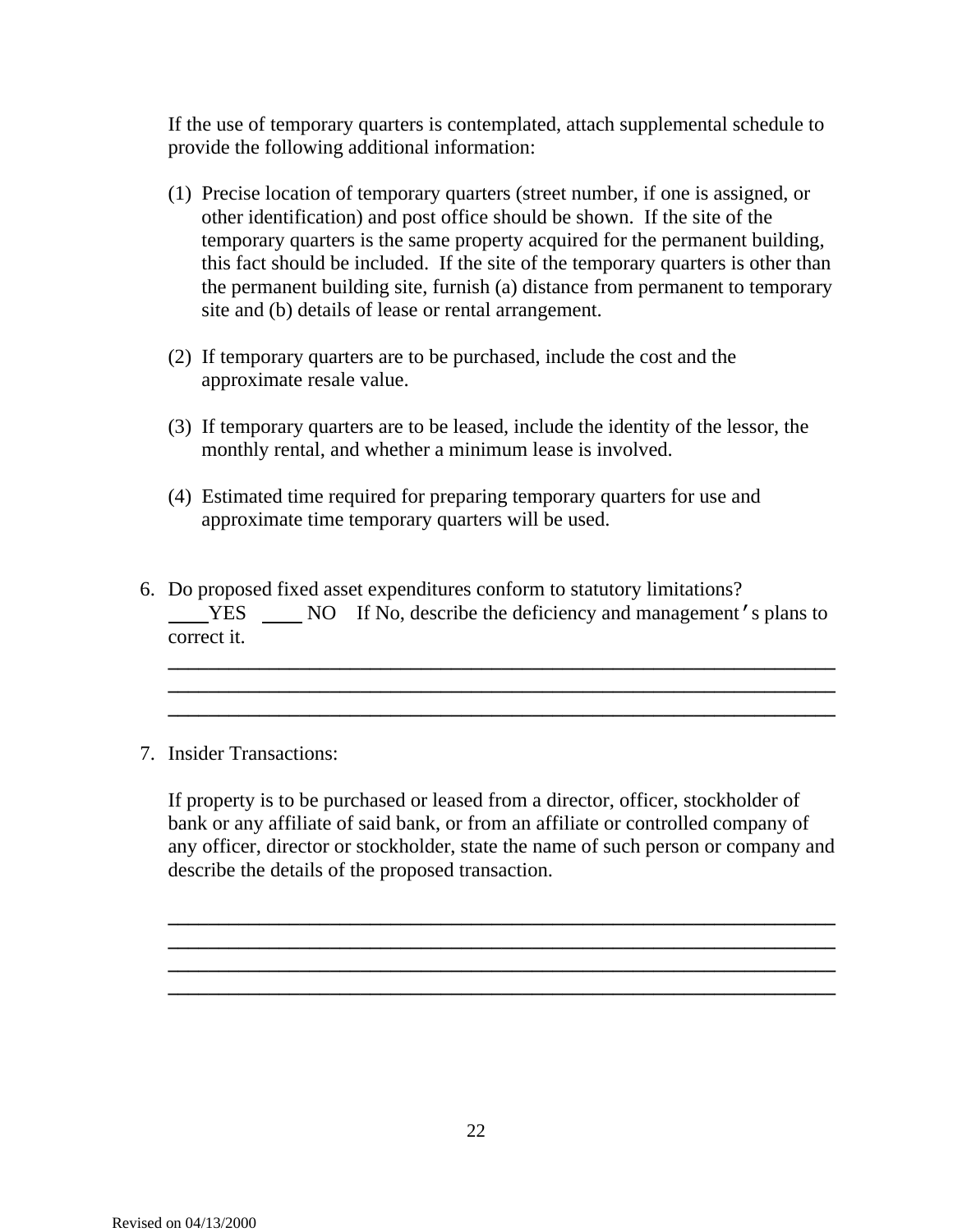If the use of temporary quarters is contemplated, attach supplemental schedule to provide the following additional information:

(1) Precise location of temporary quarters (street number, if one is assigned, or other identification) and post office should be shown. If the site of the temporary quarters is the same property acquired for the permanent building, this fact should be included. If the site of the temporary quarters is other than the permanent building site, furnish (a) distance from permanent to temporary site and (b) details of lease or rental arrangement.

(2) If temporary quarters are to be purchased, include the cost and the approximate resale value.

(3) If temporary quarters are to be leased, include the identity of the lessor, the monthly rental, and whether a minimum lease is involved.

(4) Estimated time required for preparing temporary quarters for use and approximate time temporary quarters will be used.

6. Do proposed fixed asset expenditures conform to statutory limitations?
 ____YES ____ NO If No, describe the deficiency and management's plans to correct it.
 ______________________________________________________________
 ______________________________________________________________
 ______________________________________________________________

7. Insider Transactions:

 If property is to be purchased or leased from a director, officer, stockholder of bank or any affiliate of said bank, or from an affiliate or controlled company of any officer, director or stockholder, state the name of such person or company and describe the details of the proposed transaction.

 ______________________________________________________________
 ______________________________________________________________
 ______________________________________________________________
 ______________________________________________________________

Revised on 04/13/2000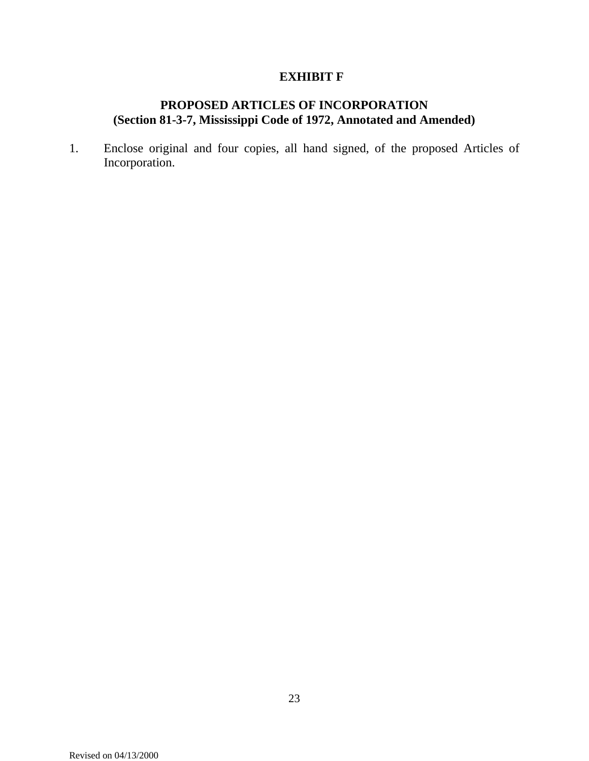# EXHIBIT F

## PROPOSED ARTICLES OF INCORPORATION
**(Section 81-3-7, Mississippi Code of 1972, Annotated and Amended)**

1. Enclose original and four copies, all hand signed, of the proposed Articles of Incorporation.

Revised on 04/13/2000